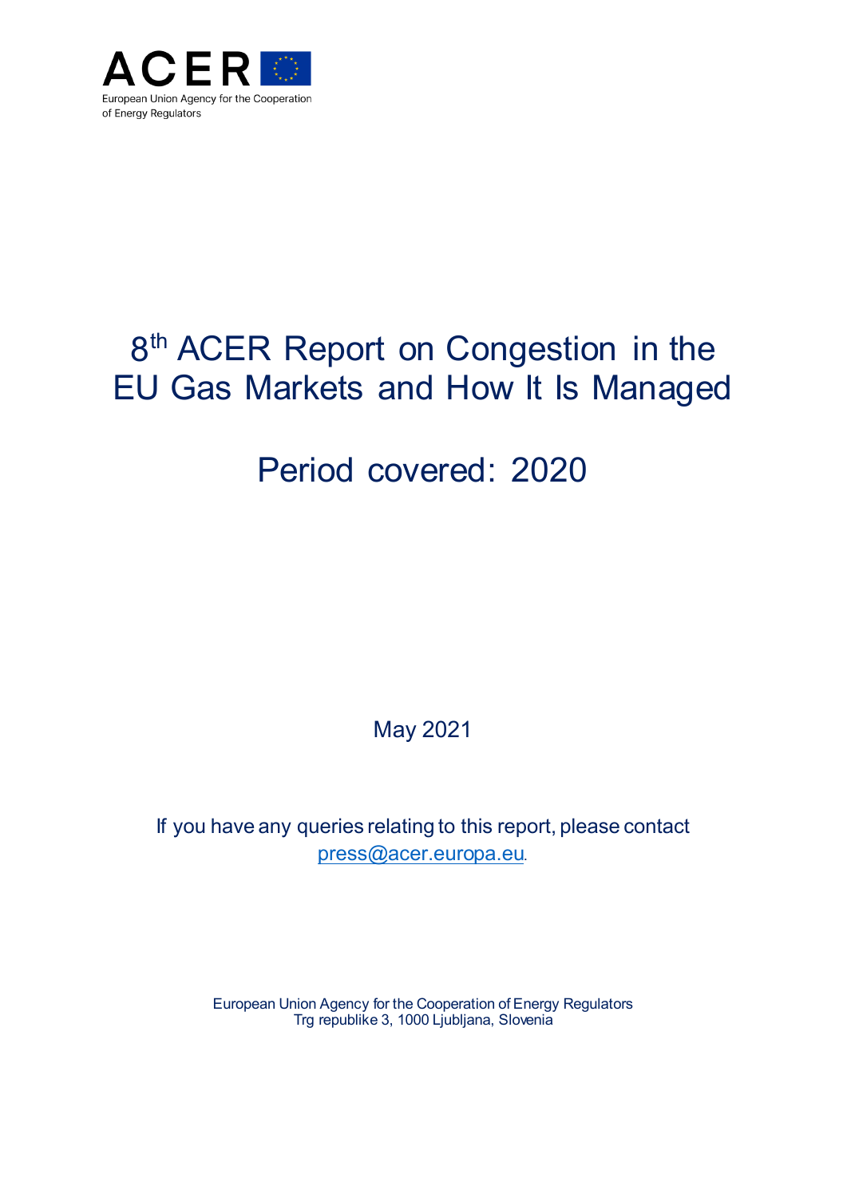ACER

European Union Agency for the Cooperation of Energy Regulators

# 8th ACER Report on Congestion in the EU Gas Markets and How It Is Managed

## Period covered: 2020

May 2021

If you have any queries relating to this report, please contact press@acer.europa.eu.

European Union Agency for the Cooperation of Energy Regulators
Trg republike 3, 1000 Ljubljana, Slovenia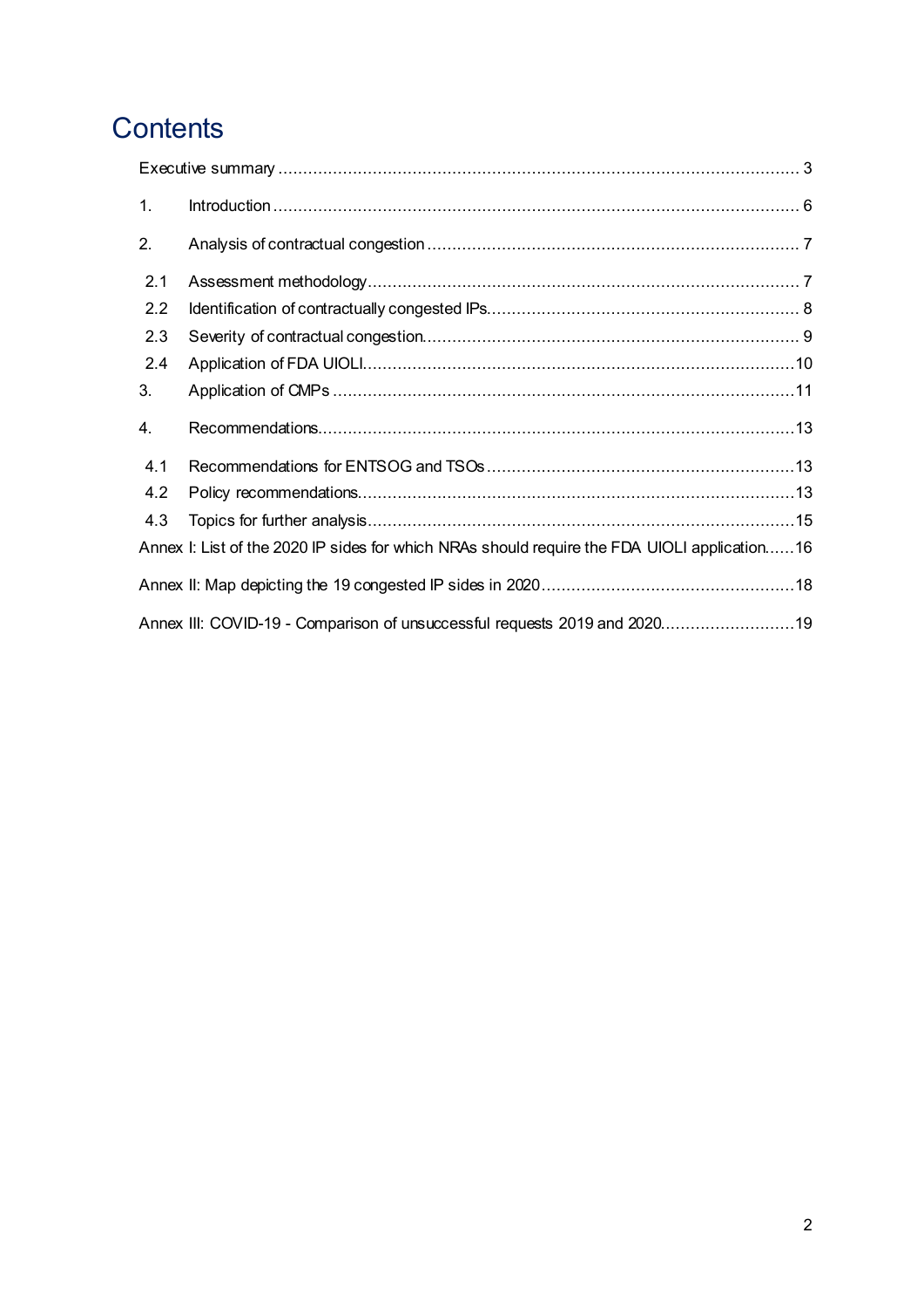# Contents

Executive summary ........................................................................................................ 3

1. Introduction ........................................................................................................ 6

2. Analysis of contractual congestion ........................................................................... 7

 2.1 Assessment methodology ...................................................................................... 7

 2.2 Identification of contractually congested IPs............................................................... 8

 2.3 Severity of contractual congestion........................................................................... 9

 2.4 Application of FDA UIOLI......................................................................................10

3. Application of CMPs ............................................................................................11

4. Recommendations...............................................................................................13

 4.1 Recommendations for ENTSOG and TSOs .............................................................13

 4.2 Policy recommendations........................................................................................13

 4.3 Topics for further analysis......................................................................................15

Annex I: List of the 2020 IP sides for which NRAs should require the FDA UIOLI application......16

Annex II: Map depicting the 19 congested IP sides in 2020...................................................18

Annex III: COVID-19 - Comparison of unsuccessful requests 2019 and 2020...........................19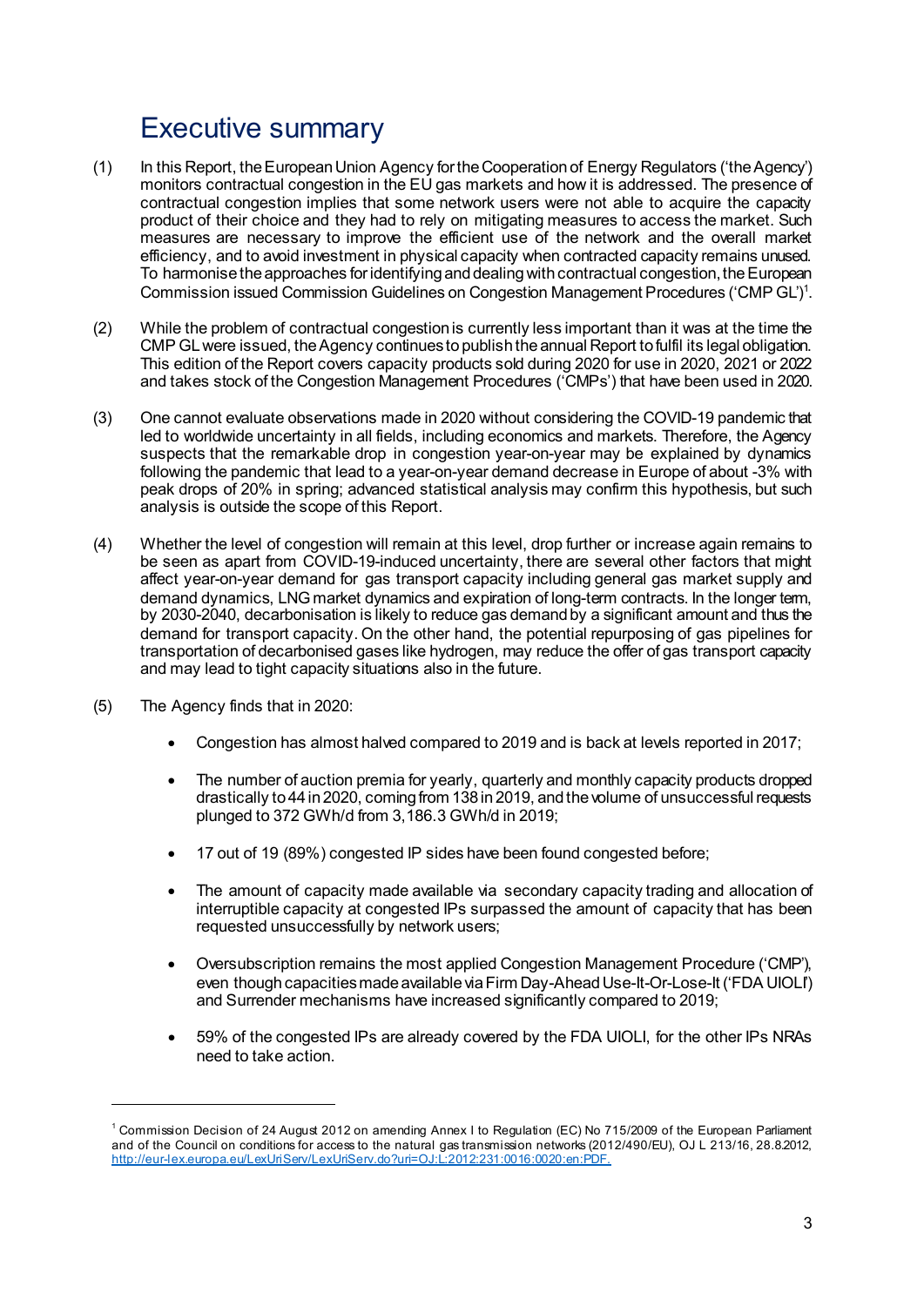# Executive summary

(1) In this Report, the European Union Agency for the Cooperation of Energy Regulators ('the Agency') monitors contractual congestion in the EU gas markets and how it is addressed. The presence of contractual congestion implies that some network users were not able to acquire the capacity product of their choice and they had to rely on mitigating measures to access the market. Such measures are necessary to improve the efficient use of the network and the overall market efficiency, and to avoid investment in physical capacity when contracted capacity remains unused. To harmonise the approaches for identifying and dealing with contractual congestion, the European Commission issued Commission Guidelines on Congestion Management Procedures ('CMP GL')[1].

(2) While the problem of contractual congestion is currently less important than it was at the time the CMP GL were issued, the Agency continues to publish the annual Report to fulfil its legal obligation. This edition of the Report covers capacity products sold during 2020 for use in 2020, 2021 or 2022 and takes stock of the Congestion Management Procedures ('CMPs') that have been used in 2020.

(3) One cannot evaluate observations made in 2020 without considering the COVID-19 pandemic that led to worldwide uncertainty in all fields, including economics and markets. Therefore, the Agency suspects that the remarkable drop in congestion year-on-year may be explained by dynamics following the pandemic that lead to a year-on-year demand decrease in Europe of about -3% with peak drops of 20% in spring; advanced statistical analysis may confirm this hypothesis, but such analysis is outside the scope of this Report.

(4) Whether the level of congestion will remain at this level, drop further or increase again remains to be seen as apart from COVID-19-induced uncertainty, there are several other factors that might affect year-on-year demand for gas transport capacity including general gas market supply and demand dynamics, LNG market dynamics and expiration of long-term contracts. In the longer term, by 2030-2040, decarbonisation is likely to reduce gas demand by a significant amount and thus the demand for transport capacity. On the other hand, the potential repurposing of gas pipelines for transportation of decarbonised gases like hydrogen, may reduce the offer of gas transport capacity and may lead to tight capacity situations also in the future.

(5) The Agency finds that in 2020:

- Congestion has almost halved compared to 2019 and is back at levels reported in 2017;
- The number of auction premia for yearly, quarterly and monthly capacity products dropped drastically to 44 in 2020, coming from 138 in 2019, and the volume of unsuccessful requests plunged to 372 GWh/d from 3,186.3 GWh/d in 2019;
- 17 out of 19 (89%) congested IP sides have been found congested before;
- The amount of capacity made available via secondary capacity trading and allocation of interruptible capacity at congested IPs surpassed the amount of capacity that has been requested unsuccessfully by network users;
- Oversubscription remains the most applied Congestion Management Procedure ('CMP'), even though capacities made available via Firm Day-Ahead Use-It-Or-Lose-It ('FDA UIOLI') and Surrender mechanisms have increased significantly compared to 2019;
- 59% of the congested IPs are already covered by the FDA UIOLI, for the other IPs NRAs need to take action.

---

[1] Commission Decision of 24 August 2012 on amending Annex I to Regulation (EC) No 715/2009 of the European Parliament and of the Council on conditions for access to the natural gas transmission networks (2012/490/EU), OJ L 213/16, 28.8.2012, http://eur-lex.europa.eu/LexUriServ/LexUriServ.do?uri=OJ:L:2012:231:0016:0020:en:PDF.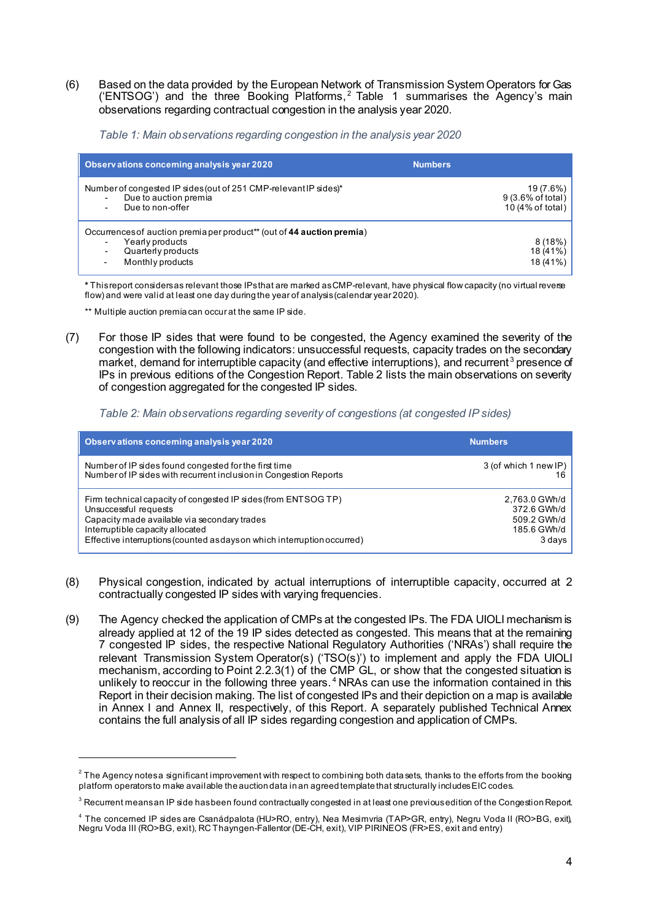(6) Based on the data provided by the European Network of Transmission System Operators for Gas ('ENTSOG') and the three Booking Platforms,[2] Table 1 summarises the Agency's main observations regarding contractual congestion in the analysis year 2020.

*Table 1: Main observations regarding congestion in the analysis year 2020*

| Observations concerning analysis year 2020 | Numbers |
|---|---|
| Number of congested IP sides (out of 251 CMP-relevant IP sides)*<br>- Due to auction premia<br>- Due to non-offer | 19 (7.6%)<br>9 (3.6% of total)<br>10 (4% of total) |
| Occurrences of auction premia per product** (out of **44 auction premia**)<br>- Yearly products<br>- Quarterly products<br>- Monthly products | <br>8 (18%)<br>18 (41%)<br>18 (41%) |

\* This report considers as relevant those IPs that are marked as CMP-relevant, have physical flow capacity (no virtual reverse flow) and were valid at least one day during the year of analysis (calendar year 2020).

** Multiple auction premia can occur at the same IP side.

(7) For those IP sides that were found to be congested, the Agency examined the severity of the congestion with the following indicators: unsuccessful requests, capacity trades on the secondary market, demand for interruptible capacity (and effective interruptions), and recurrent[3] presence of IPs in previous editions of the Congestion Report. Table 2 lists the main observations on severity of congestion aggregated for the congested IP sides.

*Table 2: Main observations regarding severity of congestions (at congested IP sides)*

| Observations concerning analysis year 2020 | Numbers |
|---|---|
| Number of IP sides found congested for the first time<br>Number of IP sides with recurrent inclusion in Congestion Reports | 3 (of which 1 new IP)<br>16 |
| Firm technical capacity of congested IP sides (from ENTSOG TP)<br>Unsuccessful requests<br>Capacity made available via secondary trades<br>Interruptible capacity allocated<br>Effective interruptions (counted as days on which interruption occurred) | 2,763.0 GWh/d<br>372.6 GWh/d<br>509.2 GWh/d<br>185.6 GWh/d<br>3 days |

(8) Physical congestion, indicated by actual interruptions of interruptible capacity, occurred at 2 contractually congested IP sides with varying frequencies.

(9) The Agency checked the application of CMPs at the congested IPs. The FDA UIOLI mechanism is already applied at 12 of the 19 IP sides detected as congested. This means that at the remaining 7 congested IP sides, the respective National Regulatory Authorities ('NRAs') shall require the relevant Transmission System Operator(s) ('TSO(s)') to implement and apply the FDA UIOLI mechanism, according to Point 2.2.3(1) of the CMP GL, or show that the congested situation is unlikely to reoccur in the following three years.[4] NRAs can use the information contained in this Report in their decision making. The list of congested IPs and their depiction on a map is available in Annex I and Annex II, respectively, of this Report. A separately published Technical Annex contains the full analysis of all IP sides regarding congestion and application of CMPs.

---

[2] The Agency notes a significant improvement with respect to combining both data sets, thanks to the efforts from the booking platform operators to make available the auction data in an agreed template that structurally includes EIC codes.

[3] Recurrent means an IP side has been found contractually congested in at least one previous edition of the Congestion Report.

[4] The concerned IP sides are Csanádpalota (HU>RO, entry), Nea Mesimvria (TAP>GR, entry), Negru Voda II (RO>BG, exit), Negru Voda III (RO>BG, exit), RC Thayngen-Fallentor (DE-CH, exit), VIP PIRINEOS (FR>ES, exit and entry)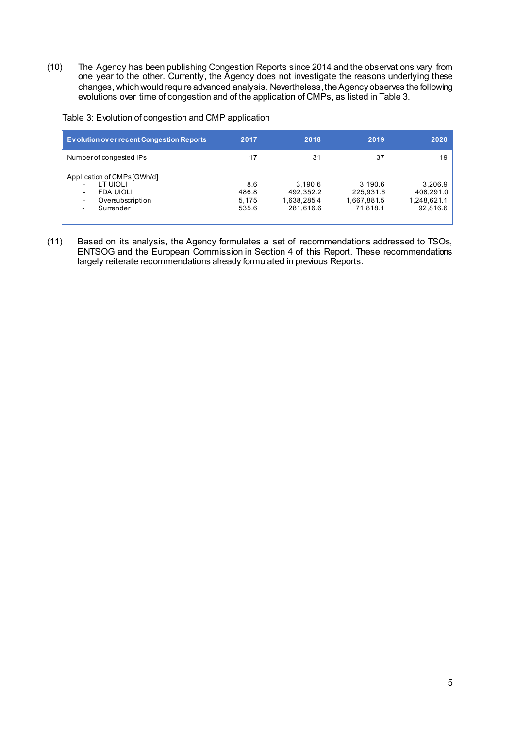(10) The Agency has been publishing Congestion Reports since 2014 and the observations vary from one year to the other. Currently, the Agency does not investigate the reasons underlying these changes, which would require advanced analysis. Nevertheless, the Agency observes the following evolutions over time of congestion and of the application of CMPs, as listed in Table 3.

Table 3: Evolution of congestion and CMP application

| Evolution over recent Congestion Reports | 2017 | 2018 | 2019 | 2020 |
|---|---|---|---|---|
| Number of congested IPs | 17 | 31 | 37 | 19 |
| Application of CMPs [GWh/d] | | | | |
| - LT UIOLI | 8.6 | 3,190.6 | 3,190.6 | 3,206.9 |
| - FDA UIOLI | 486.8 | 492,352.2 | 225,931.6 | 408,291.0 |
| - Oversubscription | 5,175 | 1,638,285.4 | 1,667,881.5 | 1,248,621.1 |
| - Surrender | 535.6 | 281,616.6 | 71,818.1 | 92,816.6 |

(11) Based on its analysis, the Agency formulates a set of recommendations addressed to TSOs, ENTSOG and the European Commission in Section 4 of this Report. These recommendations largely reiterate recommendations already formulated in previous Reports.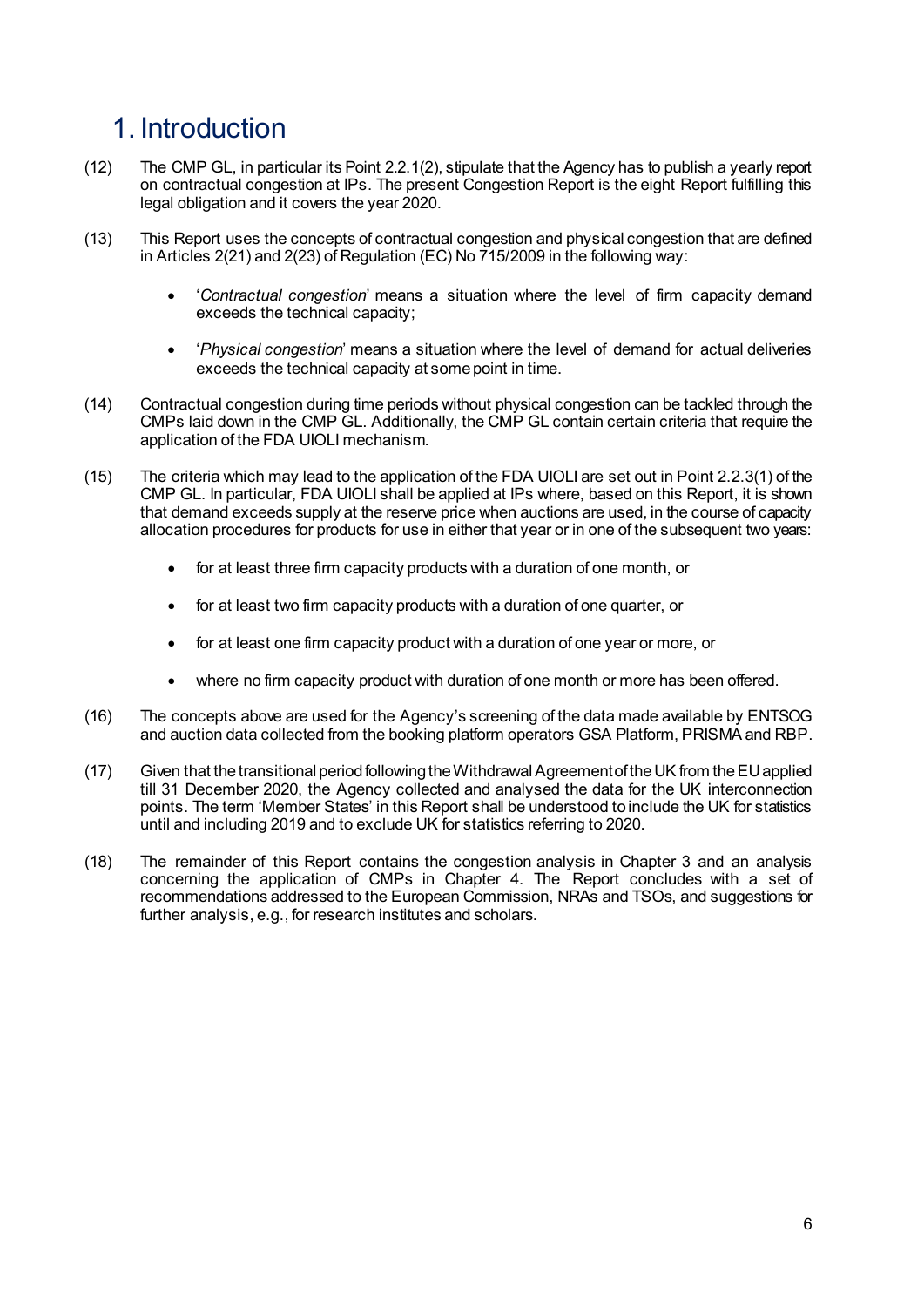# 1. Introduction

(12) The CMP GL, in particular its Point 2.2.1(2), stipulate that the Agency has to publish a yearly report on contractual congestion at IPs. The present Congestion Report is the eight Report fulfilling this legal obligation and it covers the year 2020.

(13) This Report uses the concepts of contractual congestion and physical congestion that are defined in Articles 2(21) and 2(23) of Regulation (EC) No 715/2009 in the following way:

- '*Contractual congestion*' means a situation where the level of firm capacity demand exceeds the technical capacity;
- '*Physical congestion*' means a situation where the level of demand for actual deliveries exceeds the technical capacity at some point in time.

(14) Contractual congestion during time periods without physical congestion can be tackled through the CMPs laid down in the CMP GL. Additionally, the CMP GL contain certain criteria that require the application of the FDA UIOLI mechanism.

(15) The criteria which may lead to the application of the FDA UIOLI are set out in Point 2.2.3(1) of the CMP GL. In particular, FDA UIOLI shall be applied at IPs where, based on this Report, it is shown that demand exceeds supply at the reserve price when auctions are used, in the course of capacity allocation procedures for products for use in either that year or in one of the subsequent two years:

- for at least three firm capacity products with a duration of one month, or
- for at least two firm capacity products with a duration of one quarter, or
- for at least one firm capacity product with a duration of one year or more, or
- where no firm capacity product with duration of one month or more has been offered.

(16) The concepts above are used for the Agency's screening of the data made available by ENTSOG and auction data collected from the booking platform operators GSA Platform, PRISMA and RBP.

(17) Given that the transitional period following the Withdrawal Agreement of the UK from the EU applied till 31 December 2020, the Agency collected and analysed the data for the UK interconnection points. The term 'Member States' in this Report shall be understood to include the UK for statistics until and including 2019 and to exclude UK for statistics referring to 2020.

(18) The remainder of this Report contains the congestion analysis in Chapter 3 and an analysis concerning the application of CMPs in Chapter 4. The Report concludes with a set of recommendations addressed to the European Commission, NRAs and TSOs, and suggestions for further analysis, e.g., for research institutes and scholars.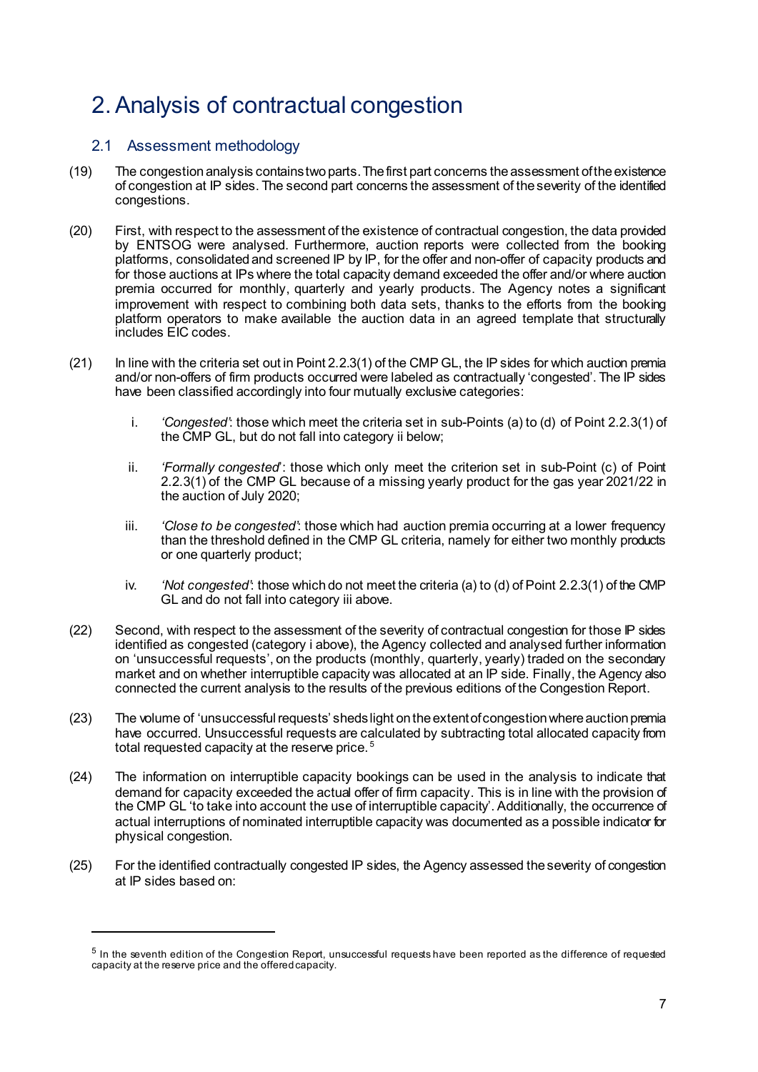# 2. Analysis of contractual congestion

## 2.1 Assessment methodology

(19) The congestion analysis contains two parts. The first part concerns the assessment of the existence of congestion at IP sides. The second part concerns the assessment of the severity of the identified congestions.

(20) First, with respect to the assessment of the existence of contractual congestion, the data provided by ENTSOG were analysed. Furthermore, auction reports were collected from the booking platforms, consolidated and screened IP by IP, for the offer and non-offer of capacity products and for those auctions at IPs where the total capacity demand exceeded the offer and/or where auction premia occurred for monthly, quarterly and yearly products. The Agency notes a significant improvement with respect to combining both data sets, thanks to the efforts from the booking platform operators to make available the auction data in an agreed template that structurally includes EIC codes.

(21) In line with the criteria set out in Point 2.2.3(1) of the CMP GL, the IP sides for which auction premia and/or non-offers of firm products occurred were labeled as contractually 'congested'. The IP sides have been classified accordingly into four mutually exclusive categories:

i. *'Congested'*: those which meet the criteria set in sub-Points (a) to (d) of Point 2.2.3(1) of the CMP GL, but do not fall into category ii below;

ii. *'Formally congested'*: those which only meet the criterion set in sub-Point (c) of Point 2.2.3(1) of the CMP GL because of a missing yearly product for the gas year 2021/22 in the auction of July 2020;

iii. *'Close to be congested'*: those which had auction premia occurring at a lower frequency than the threshold defined in the CMP GL criteria, namely for either two monthly products or one quarterly product;

iv. *'Not congested'*: those which do not meet the criteria (a) to (d) of Point 2.2.3(1) of the CMP GL and do not fall into category iii above.

(22) Second, with respect to the assessment of the severity of contractual congestion for those IP sides identified as congested (category i above), the Agency collected and analysed further information on 'unsuccessful requests', on the products (monthly, quarterly, yearly) traded on the secondary market and on whether interruptible capacity was allocated at an IP side. Finally, the Agency also connected the current analysis to the results of the previous editions of the Congestion Report.

(23) The volume of 'unsuccessful requests' sheds light on the extent of congestion where auction premia have occurred. Unsuccessful requests are calculated by subtracting total allocated capacity from total requested capacity at the reserve price. [5]

(24) The information on interruptible capacity bookings can be used in the analysis to indicate that demand for capacity exceeded the actual offer of firm capacity. This is in line with the provision of the CMP GL 'to take into account the use of interruptible capacity'. Additionally, the occurrence of actual interruptions of nominated interruptible capacity was documented as a possible indicator for physical congestion.

(25) For the identified contractually congested IP sides, the Agency assessed the severity of congestion at IP sides based on:

---

[5] In the seventh edition of the Congestion Report, unsuccessful requests have been reported as the difference of requested capacity at the reserve price and the offered capacity.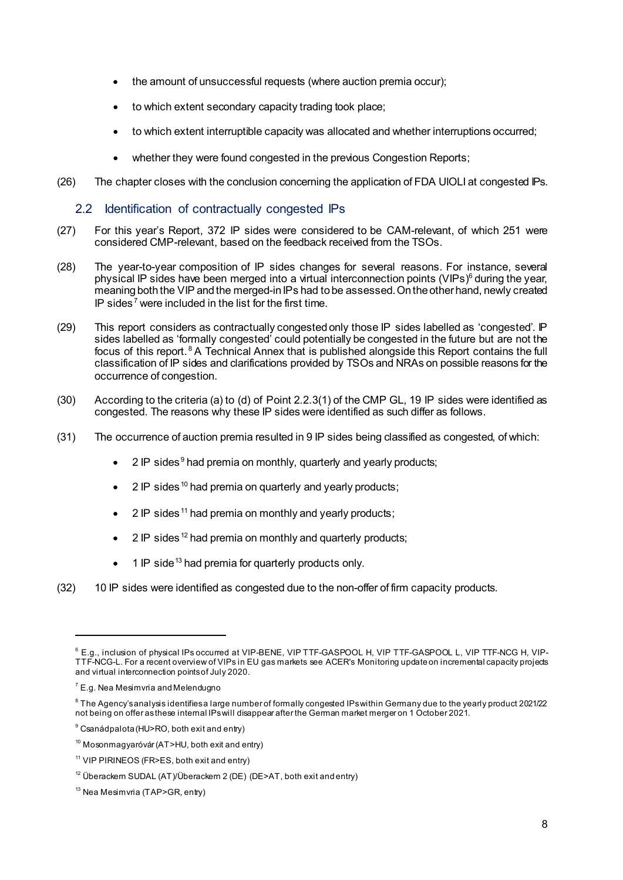- the amount of unsuccessful requests (where auction premia occur);
- to which extent secondary capacity trading took place;
- to which extent interruptible capacity was allocated and whether interruptions occurred;
- whether they were found congested in the previous Congestion Reports;

(26) The chapter closes with the conclusion concerning the application of FDA UIOLI at congested IPs.

## 2.2 Identification of contractually congested IPs

(27) For this year's Report, 372 IP sides were considered to be CAM-relevant, of which 251 were considered CMP-relevant, based on the feedback received from the TSOs.

(28) The year-to-year composition of IP sides changes for several reasons. For instance, several physical IP sides have been merged into a virtual interconnection points (VIPs)[6] during the year, meaning both the VIP and the merged-in IPs had to be assessed. On the other hand, newly created IP sides[7] were included in the list for the first time.

(29) This report considers as contractually congested only those IP sides labelled as 'congested'. IP sides labelled as 'formally congested' could potentially be congested in the future but are not the focus of this report.[8] A Technical Annex that is published alongside this Report contains the full classification of IP sides and clarifications provided by TSOs and NRAs on possible reasons for the occurrence of congestion.

(30) According to the criteria (a) to (d) of Point 2.2.3(1) of the CMP GL, 19 IP sides were identified as congested. The reasons why these IP sides were identified as such differ as follows.

(31) The occurrence of auction premia resulted in 9 IP sides being classified as congested, of which:

- 2 IP sides[9] had premia on monthly, quarterly and yearly products;
- 2 IP sides[10] had premia on quarterly and yearly products;
- 2 IP sides[11] had premia on monthly and yearly products;
- 2 IP sides[12] had premia on monthly and quarterly products;
- 1 IP side[13] had premia for quarterly products only.

(32) 10 IP sides were identified as congested due to the non-offer of firm capacity products.

---

[6] E.g., inclusion of physical IPs occurred at VIP-BENE, VIP TTF-GASPOOL H, VIP TTF-GASPOOL L, VIP TTF-NCG H, VIP-TTF-NCG-L. For a recent overview of VIPs in EU gas markets see ACER's Monitoring update on incremental capacity projects and virtual interconnection points of July 2020.

[7] E.g. Nea Mesimvria and Melendugno

[8] The Agency's analysis identifies a large number of formally congested IPs within Germany due to the yearly product 2021/22 not being on offer as these internal IPs will disappear after the German market merger on 1 October 2021.

[9] Csanádpalota (HU>RO, both exit and entry)

[10] Mosonmagyaróvár (AT>HU, both exit and entry)

[11] VIP PIRINEOS (FR>ES, both exit and entry)

[12] Überackern SUDAL (AT)/Überackern 2 (DE) (DE>AT, both exit and entry)

[13] Nea Mesimvria (TAP>GR, entry)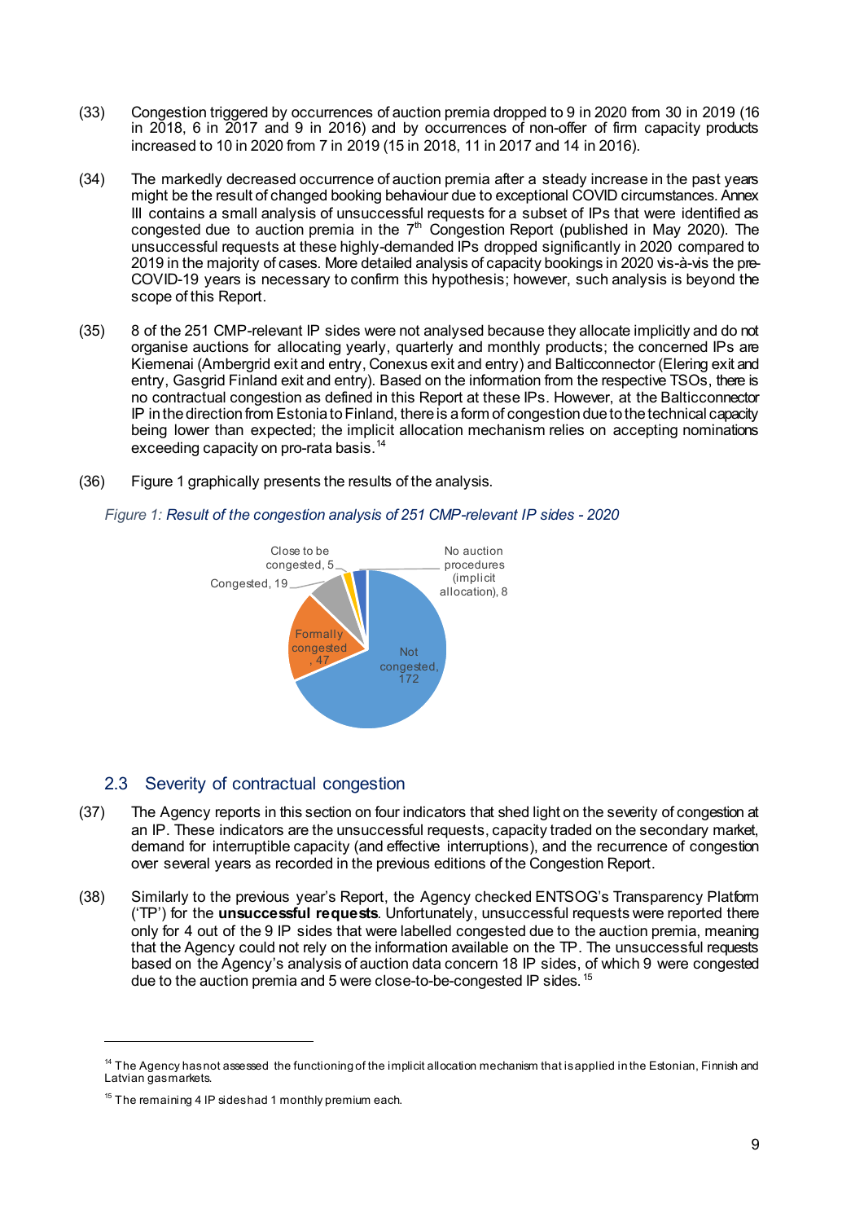(33) Congestion triggered by occurrences of auction premia dropped to 9 in 2020 from 30 in 2019 (16 in 2018, 6 in 2017 and 9 in 2016) and by occurrences of non-offer of firm capacity products increased to 10 in 2020 from 7 in 2019 (15 in 2018, 11 in 2017 and 14 in 2016).

(34) The markedly decreased occurrence of auction premia after a steady increase in the past years might be the result of changed booking behaviour due to exceptional COVID circumstances. Annex III contains a small analysis of unsuccessful requests for a subset of IPs that were identified as congested due to auction premia in the 7th Congestion Report (published in May 2020). The unsuccessful requests at these highly-demanded IPs dropped significantly in 2020 compared to 2019 in the majority of cases. More detailed analysis of capacity bookings in 2020 vis-à-vis the pre-COVID-19 years is necessary to confirm this hypothesis; however, such analysis is beyond the scope of this Report.

(35) 8 of the 251 CMP-relevant IP sides were not analysed because they allocate implicitly and do not organise auctions for allocating yearly, quarterly and monthly products; the concerned IPs are Kiemenai (Ambergrid exit and entry, Conexus exit and entry) and Balticconnector (Elering exit and entry, Gasgrid Finland exit and entry). Based on the information from the respective TSOs, there is no contractual congestion as defined in this Report at these IPs. However, at the Balticconnector IP in the direction from Estonia to Finland, there is a form of congestion due to the technical capacity being lower than expected; the implicit allocation mechanism relies on accepting nominations exceeding capacity on pro-rata basis.[14]

(36) Figure 1 graphically presents the results of the analysis.

*Figure 1: Result of the congestion analysis of 251 CMP-relevant IP sides - 2020*

| Category | Number of IP sides |
|---|---|
| Not congested | 172 |
| Formally congested | 47 |
| Congested | 19 |
| Close to be congested | 5 |
| No auction procedures (implicit allocation) | 8 |

## 2.3 Severity of contractual congestion

(37) The Agency reports in this section on four indicators that shed light on the severity of congestion at an IP. These indicators are the unsuccessful requests, capacity traded on the secondary market, demand for interruptible capacity (and effective interruptions), and the recurrence of congestion over several years as recorded in the previous editions of the Congestion Report.

(38) Similarly to the previous year's Report, the Agency checked ENTSOG's Transparency Platform ('TP') for the **unsuccessful requests**. Unfortunately, unsuccessful requests were reported there only for 4 out of the 9 IP sides that were labelled congested due to the auction premia, meaning that the Agency could not rely on the information available on the TP. The unsuccessful requests based on the Agency's analysis of auction data concern 18 IP sides, of which 9 were congested due to the auction premia and 5 were close-to-be-congested IP sides.[15]

---

[14] The Agency has not assessed the functioning of the implicit allocation mechanism that is applied in the Estonian, Finnish and Latvian gas markets.

[15] The remaining 4 IP sides had 1 monthly premium each.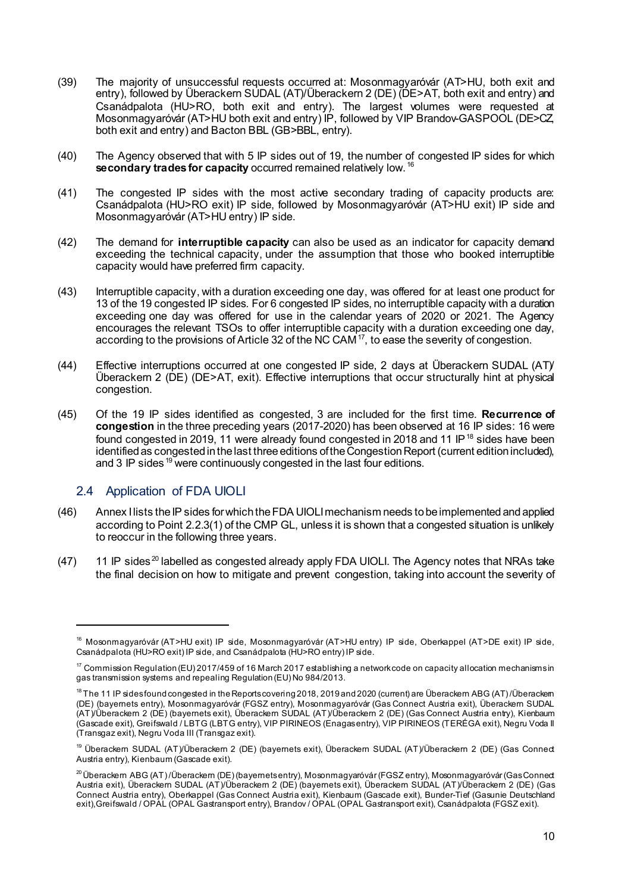(39) The majority of unsuccessful requests occurred at: Mosonmagyaróvár (AT>HU, both exit and entry), followed by Überackern SUDAL (AT)/Überackern 2 (DE) (DE>AT, both exit and entry) and Csanádpalota (HU>RO, both exit and entry). The largest volumes were requested at Mosonmagyaróvár (AT>HU both exit and entry) IP, followed by VIP Brandov-GASPOOL (DE>CZ, both exit and entry) and Bacton BBL (GB>BBL, entry).

(40) The Agency observed that with 5 IP sides out of 19, the number of congested IP sides for which **secondary trades for capacity** occurred remained relatively low.[16]

(41) The congested IP sides with the most active secondary trading of capacity products are: Csanádpalota (HU>RO exit) IP side, followed by Mosonmagyaróvár (AT>HU exit) IP side and Mosonmagyaróvár (AT>HU entry) IP side.

(42) The demand for **interruptible capacity** can also be used as an indicator for capacity demand exceeding the technical capacity, under the assumption that those who booked interruptible capacity would have preferred firm capacity.

(43) Interruptible capacity, with a duration exceeding one day, was offered for at least one product for 13 of the 19 congested IP sides. For 6 congested IP sides, no interruptible capacity with a duration exceeding one day was offered for use in the calendar years of 2020 or 2021. The Agency encourages the relevant TSOs to offer interruptible capacity with a duration exceeding one day, according to the provisions of Article 32 of the NC CAM[17], to ease the severity of congestion.

(44) Effective interruptions occurred at one congested IP side, 2 days at Überackern SUDAL (AT)/ Überackern 2 (DE) (DE>AT, exit). Effective interruptions that occur structurally hint at physical congestion.

(45) Of the 19 IP sides identified as congested, 3 are included for the first time. **Recurrence of congestion** in the three preceding years (2017-2020) has been observed at 16 IP sides: 16 were found congested in 2019, 11 were already found congested in 2018 and 11 IP[18] sides have been identified as congested in the last three editions of the Congestion Report (current edition included), and 3 IP sides[19] were continuously congested in the last four editions.

## 2.4 Application of FDA UIOLI

(46) Annex I lists the IP sides for which the FDA UIOLI mechanism needs to be implemented and applied according to Point 2.2.3(1) of the CMP GL, unless it is shown that a congested situation is unlikely to reoccur in the following three years.

(47) 11 IP sides[20] labelled as congested already apply FDA UIOLI. The Agency notes that NRAs take the final decision on how to mitigate and prevent congestion, taking into account the severity of

---

[16] Mosonmagyaróvár (AT>HU exit) IP side, Mosonmagyaróvár (AT>HU entry) IP side, Oberkappel (AT>DE exit) IP side, Csanádpalota (HU>RO exit) IP side, and Csanádpalota (HU>RO entry) IP side.

[17] Commission Regulation (EU) 2017/459 of 16 March 2017 establishing a network code on capacity allocation mechanisms in gas transmission systems and repealing Regulation (EU) No 984/2013.

[18] The 11 IP sides found congested in the Reports covering 2018, 2019 and 2020 (current) are Überackern ABG (AT)/Überackern (DE) (bayernets entry), Mosonmagyaróvár (FGSZ entry), Mosonmagyaróvár (Gas Connect Austria exit), Überackern SUDAL (AT)/Überackern 2 (DE) (bayernets exit), Überackern SUDAL (AT)/Überackern 2 (DE) (Gas Connect Austria entry), Kienbaum (Gascade exit), Greifswald / LBTG (LBTG entry), VIP PIRINEOS (Enagas entry), VIP PIRINEOS (TERÉGA exit), Negru Voda II (Transgaz exit), Negru Voda III (Transgaz exit).

[19] Überackern SUDAL (AT)/Überackern 2 (DE) (bayernets exit), Überackern SUDAL (AT)/Überackern 2 (DE) (Gas Connect Austria entry), Kienbaum (Gascade exit).

[20] Überackern ABG (AT) /Überackern (DE) (bayernets entry), Mosonmagyaróvár (FGSZ entry), Mosonmagyaróvár (Gas Connect Austria exit), Überackern SUDAL (AT)/Überackern 2 (DE) (bayernets exit), Überackern SUDAL (AT)/Überackern 2 (DE) (Gas Connect Austria entry), Oberkappel (Gas Connect Austria exit), Kienbaum (Gascade exit), Bunder-Tief (Gasunie Deutschland exit), Greifswald / OPAL (OPAL Gastransport entry), Brandov / OPAL (OPAL Gastransport exit), Csanádpalota (FGSZ exit).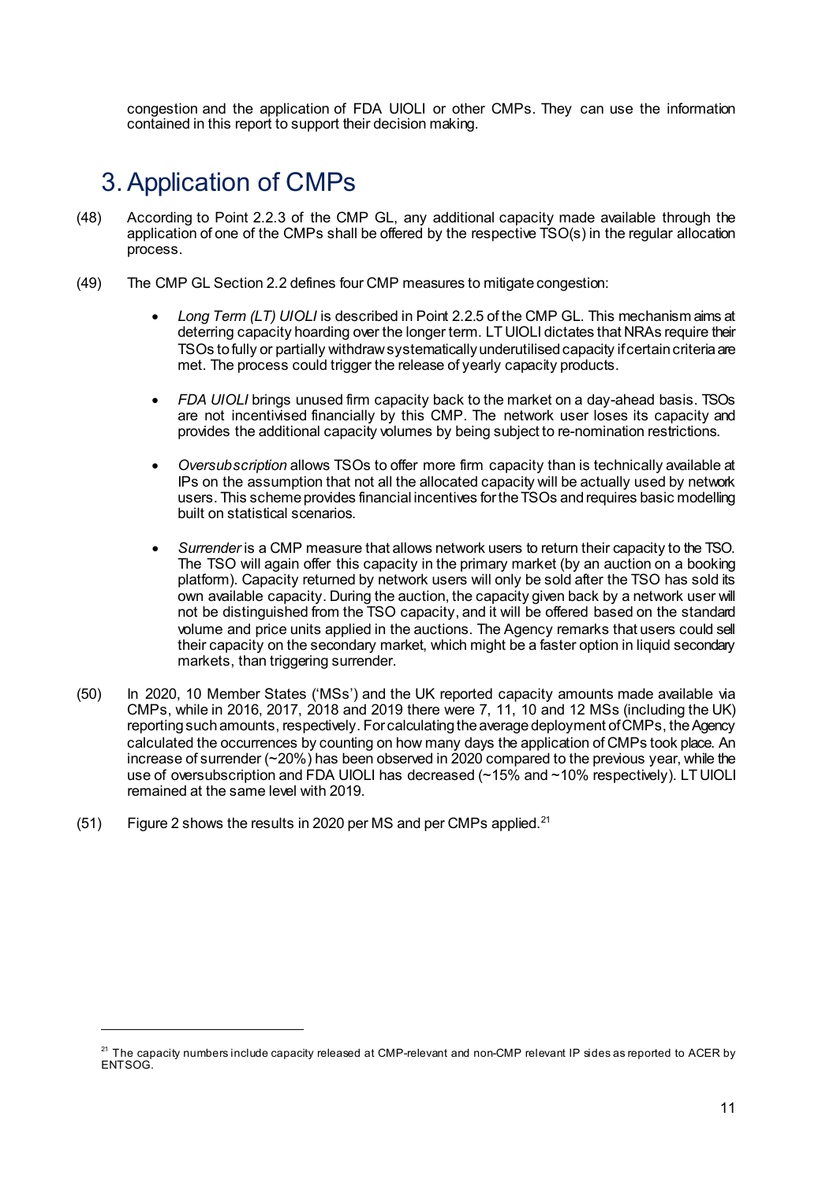congestion and the application of FDA UIOLI or other CMPs. They can use the information contained in this report to support their decision making.

# 3. Application of CMPs

(48) According to Point 2.2.3 of the CMP GL, any additional capacity made available through the application of one of the CMPs shall be offered by the respective TSO(s) in the regular allocation process.

(49) The CMP GL Section 2.2 defines four CMP measures to mitigate congestion:

- *Long Term (LT) UIOLI* is described in Point 2.2.5 of the CMP GL. This mechanism aims at deterring capacity hoarding over the longer term. LT UIOLI dictates that NRAs require their TSOs to fully or partially withdraw systematically underutilised capacity if certain criteria are met. The process could trigger the release of yearly capacity products.

- *FDA UIOLI* brings unused firm capacity back to the market on a day-ahead basis. TSOs are not incentivised financially by this CMP. The network user loses its capacity and provides the additional capacity volumes by being subject to re-nomination restrictions.

- *Oversubscription* allows TSOs to offer more firm capacity than is technically available at IPs on the assumption that not all the allocated capacity will be actually used by network users. This scheme provides financial incentives for the TSOs and requires basic modelling built on statistical scenarios.

- *Surrender* is a CMP measure that allows network users to return their capacity to the TSO. The TSO will again offer this capacity in the primary market (by an auction on a booking platform). Capacity returned by network users will only be sold after the TSO has sold its own available capacity. During the auction, the capacity given back by a network user will not be distinguished from the TSO capacity, and it will be offered based on the standard volume and price units applied in the auctions. The Agency remarks that users could sell their capacity on the secondary market, which might be a faster option in liquid secondary markets, than triggering surrender.

(50) In 2020, 10 Member States ('MSs') and the UK reported capacity amounts made available via CMPs, while in 2016, 2017, 2018 and 2019 there were 7, 11, 10 and 12 MSs (including the UK) reporting such amounts, respectively. For calculating the average deployment of CMPs, the Agency calculated the occurrences by counting on how many days the application of CMPs took place. An increase of surrender (~20%) has been observed in 2020 compared to the previous year, while the use of oversubscription and FDA UIOLI has decreased (~15% and ~10% respectively). LT UIOLI remained at the same level with 2019.

(51) Figure 2 shows the results in 2020 per MS and per CMPs applied.[21]

[21] The capacity numbers include capacity released at CMP-relevant and non-CMP relevant IP sides as reported to ACER by ENTSOG.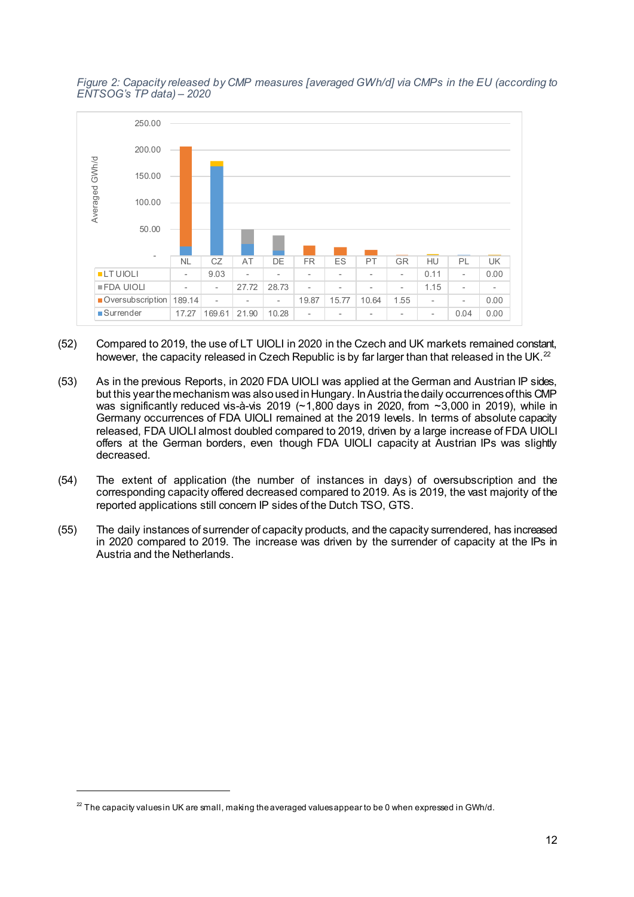*Figure 2: Capacity released by CMP measures [averaged GWh/d] via CMPs in the EU (according to ENTSOG's TP data) – 2020*

| | NL | CZ | AT | DE | FR | ES | PT | GR | HU | PL | UK |
|---|---|---|---|---|---|---|---|---|---|---|---|
| LT UIOLI | - | 9.03 | - | - | - | - | - | - | 0.11 | - | 0.00 |
| FDA UIOLI | - | - | 27.72 | 28.73 | - | - | - | - | 1.15 | - | - |
| Oversubscription | 189.14 | - | - | - | 19.87 | 15.77 | 10.64 | 1.55 | - | - | 0.00 |
| Surrender | 17.27 | 169.61 | 21.90 | 10.28 | - | - | - | - | - | 0.04 | 0.00 |

(52) Compared to 2019, the use of LT UIOLI in 2020 in the Czech and UK markets remained constant, however, the capacity released in Czech Republic is by far larger than that released in the UK.[22]

(53) As in the previous Reports, in 2020 FDA UIOLI was applied at the German and Austrian IP sides, but this year the mechanism was also used in Hungary. In Austria the daily occurrences of this CMP was significantly reduced vis-à-vis 2019 (~1,800 days in 2020, from ~3,000 in 2019), while in Germany occurrences of FDA UIOLI remained at the 2019 levels. In terms of absolute capacity released, FDA UIOLI almost doubled compared to 2019, driven by a large increase of FDA UIOLI offers at the German borders, even though FDA UIOLI capacity at Austrian IPs was slightly decreased.

(54) The extent of application (the number of instances in days) of oversubscription and the corresponding capacity offered decreased compared to 2019. As is 2019, the vast majority of the reported applications still concern IP sides of the Dutch TSO, GTS.

(55) The daily instances of surrender of capacity products, and the capacity surrendered, has increased in 2020 compared to 2019. The increase was driven by the surrender of capacity at the IPs in Austria and the Netherlands.

[22] The capacity values in UK are small, making the averaged values appear to be 0 when expressed in GWh/d.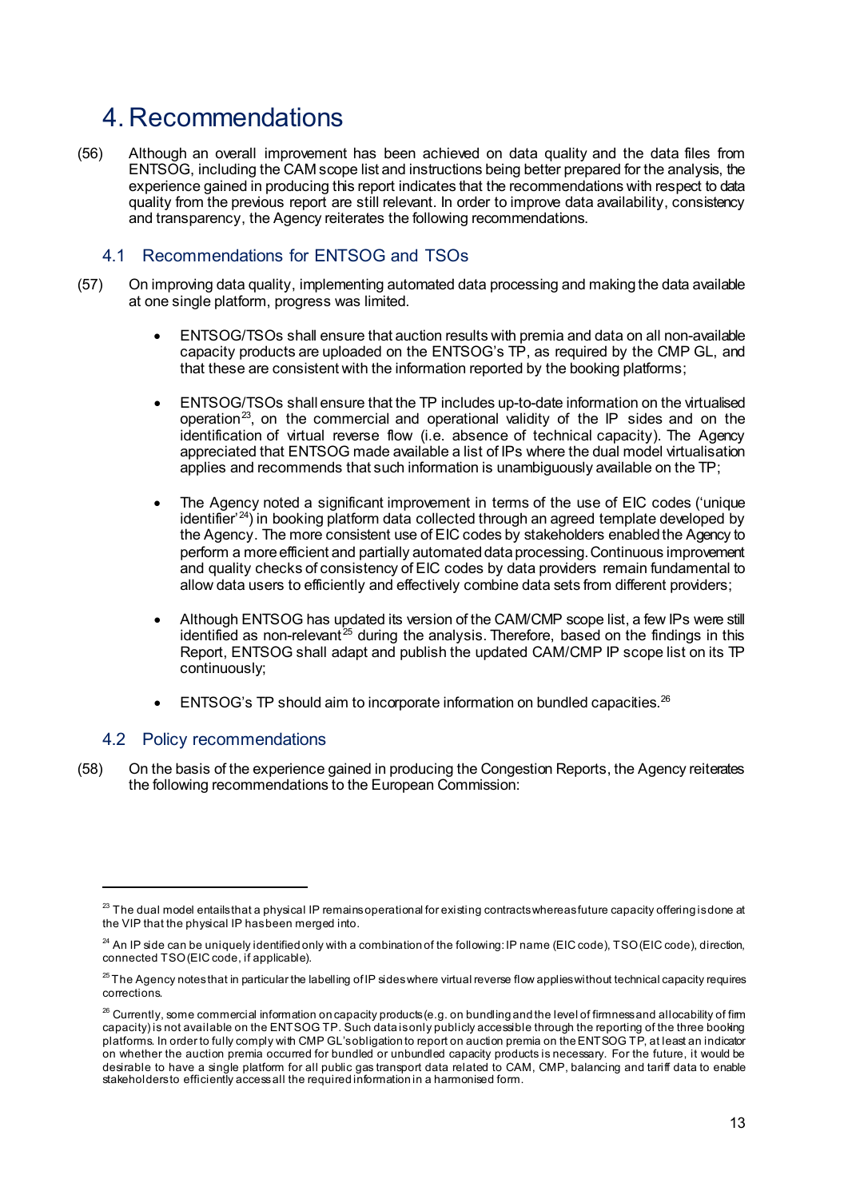# 4. Recommendations

(56) Although an overall improvement has been achieved on data quality and the data files from ENTSOG, including the CAM scope list and instructions being better prepared for the analysis, the experience gained in producing this report indicates that the recommendations with respect to data quality from the previous report are still relevant. In order to improve data availability, consistency and transparency, the Agency reiterates the following recommendations.

## 4.1 Recommendations for ENTSOG and TSOs

(57) On improving data quality, implementing automated data processing and making the data available at one single platform, progress was limited.

- ENTSOG/TSOs shall ensure that auction results with premia and data on all non-available capacity products are uploaded on the ENTSOG's TP, as required by the CMP GL, and that these are consistent with the information reported by the booking platforms;
- ENTSOG/TSOs shall ensure that the TP includes up-to-date information on the virtualised operation[23], on the commercial and operational validity of the IP sides and on the identification of virtual reverse flow (i.e. absence of technical capacity). The Agency appreciated that ENTSOG made available a list of IPs where the dual model virtualisation applies and recommends that such information is unambiguously available on the TP;
- The Agency noted a significant improvement in terms of the use of EIC codes ('unique identifier'[24]) in booking platform data collected through an agreed template developed by the Agency. The more consistent use of EIC codes by stakeholders enabled the Agency to perform a more efficient and partially automated data processing. Continuous improvement and quality checks of consistency of EIC codes by data providers remain fundamental to allow data users to efficiently and effectively combine data sets from different providers;
- Although ENTSOG has updated its version of the CAM/CMP scope list, a few IPs were still identified as non-relevant[25] during the analysis. Therefore, based on the findings in this Report, ENTSOG shall adapt and publish the updated CAM/CMP IP scope list on its TP continuously;
- ENTSOG's TP should aim to incorporate information on bundled capacities.[26]

## 4.2 Policy recommendations

(58) On the basis of the experience gained in producing the Congestion Reports, the Agency reiterates the following recommendations to the European Commission:

---

[23] The dual model entails that a physical IP remains operational for existing contracts whereas future capacity offering is done at the VIP that the physical IP has been merged into.

[24] An IP side can be uniquely identified only with a combination of the following: IP name (EIC code), TSO (EIC code), direction, connected TSO (EIC code, if applicable).

[25] The Agency notes that in particular the labelling of IP sides where virtual reverse flow applies without technical capacity requires corrections.

[26] Currently, some commercial information on capacity products (e.g. on bundling and the level of firmness and allocability of firm capacity) is not available on the ENTSOG TP. Such data is only publicly accessible through the reporting of the three booking platforms. In order to fully comply with CMP GL's obligation to report on auction premia on the ENTSOG TP, at least an indicator on whether the auction premia occurred for bundled or unbundled capacity products is necessary. For the future, it would be desirable to have a single platform for all public gas transport data related to CAM, CMP, balancing and tariff data to enable stakeholders to efficiently access all the required information in a harmonised form.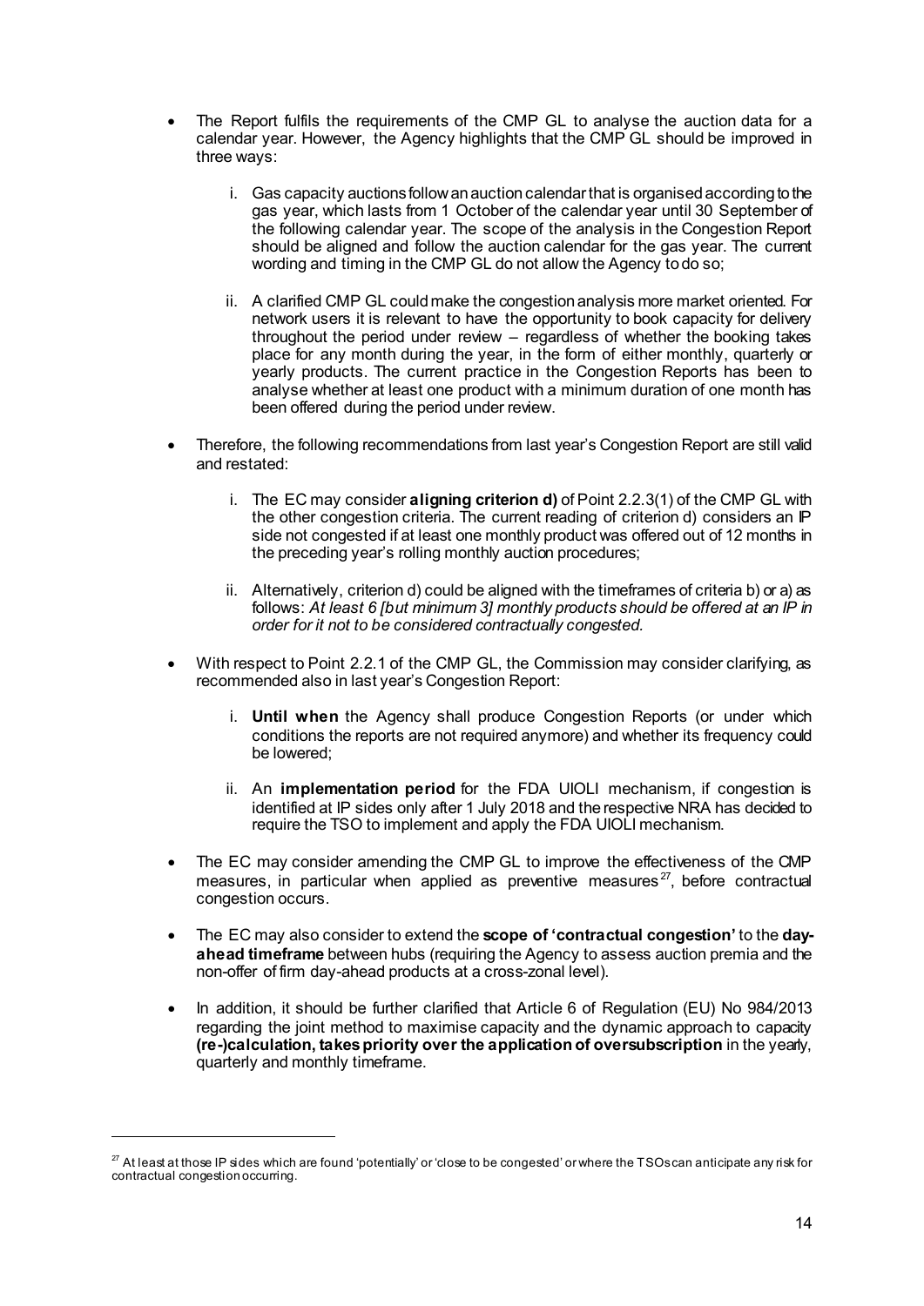- The Report fulfils the requirements of the CMP GL to analyse the auction data for a calendar year. However, the Agency highlights that the CMP GL should be improved in three ways:
  - i. Gas capacity auctions follow an auction calendar that is organised according to the gas year, which lasts from 1 October of the calendar year until 30 September of the following calendar year. The scope of the analysis in the Congestion Report should be aligned and follow the auction calendar for the gas year. The current wording and timing in the CMP GL do not allow the Agency to do so;
  - ii. A clarified CMP GL could make the congestion analysis more market oriented. For network users it is relevant to have the opportunity to book capacity for delivery throughout the period under review – regardless of whether the booking takes place for any month during the year, in the form of either monthly, quarterly or yearly products. The current practice in the Congestion Reports has been to analyse whether at least one product with a minimum duration of one month has been offered during the period under review.
- Therefore, the following recommendations from last year's Congestion Report are still valid and restated:
  - i. The EC may consider **aligning criterion d)** of Point 2.2.3(1) of the CMP GL with the other congestion criteria. The current reading of criterion d) considers an IP side not congested if at least one monthly product was offered out of 12 months in the preceding year's rolling monthly auction procedures;
  - ii. Alternatively, criterion d) could be aligned with the timeframes of criteria b) or a) as follows: *At least 6 [but minimum 3] monthly products should be offered at an IP in order for it not to be considered contractually congested.*
- With respect to Point 2.2.1 of the CMP GL, the Commission may consider clarifying, as recommended also in last year's Congestion Report:
  - i. **Until when** the Agency shall produce Congestion Reports (or under which conditions the reports are not required anymore) and whether its frequency could be lowered;
  - ii. An **implementation period** for the FDA UIOLI mechanism, if congestion is identified at IP sides only after 1 July 2018 and the respective NRA has decided to require the TSO to implement and apply the FDA UIOLI mechanism.
- The EC may consider amending the CMP GL to improve the effectiveness of the CMP measures, in particular when applied as preventive measures[27], before contractual congestion occurs.
- The EC may also consider to extend the **scope of 'contractual congestion'** to the **day-ahead timeframe** between hubs (requiring the Agency to assess auction premia and the non-offer of firm day-ahead products at a cross-zonal level).
- In addition, it should be further clarified that Article 6 of Regulation (EU) No 984/2013 regarding the joint method to maximise capacity and the dynamic approach to capacity **(re-)calculation, takes priority over the application of oversubscription** in the yearly, quarterly and monthly timeframe.

[27] At least at those IP sides which are found 'potentially' or 'close to be congested' or where the TSOs can anticipate any risk for contractual congestion occurring.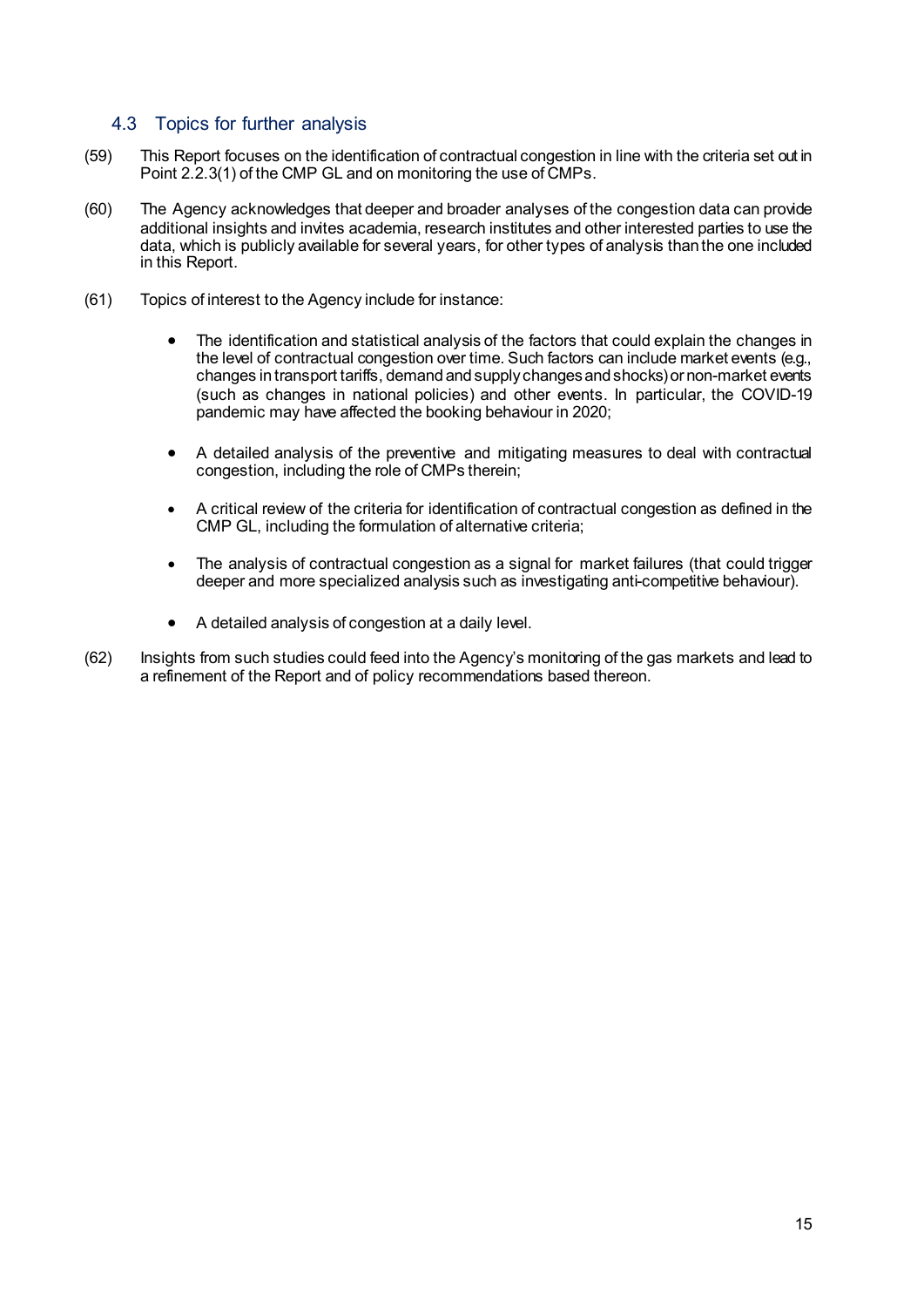## 4.3 Topics for further analysis

(59) This Report focuses on the identification of contractual congestion in line with the criteria set out in Point 2.2.3(1) of the CMP GL and on monitoring the use of CMPs.

(60) The Agency acknowledges that deeper and broader analyses of the congestion data can provide additional insights and invites academia, research institutes and other interested parties to use the data, which is publicly available for several years, for other types of analysis than the one included in this Report.

(61) Topics of interest to the Agency include for instance:

- The identification and statistical analysis of the factors that could explain the changes in the level of contractual congestion over time. Such factors can include market events (e.g., changes in transport tariffs, demand and supply changes and shocks) or non-market events (such as changes in national policies) and other events. In particular, the COVID-19 pandemic may have affected the booking behaviour in 2020;

- A detailed analysis of the preventive and mitigating measures to deal with contractual congestion, including the role of CMPs therein;

- A critical review of the criteria for identification of contractual congestion as defined in the CMP GL, including the formulation of alternative criteria;

- The analysis of contractual congestion as a signal for market failures (that could trigger deeper and more specialized analysis such as investigating anti-competitive behaviour).

- A detailed analysis of congestion at a daily level.

(62) Insights from such studies could feed into the Agency's monitoring of the gas markets and lead to a refinement of the Report and of policy recommendations based thereon.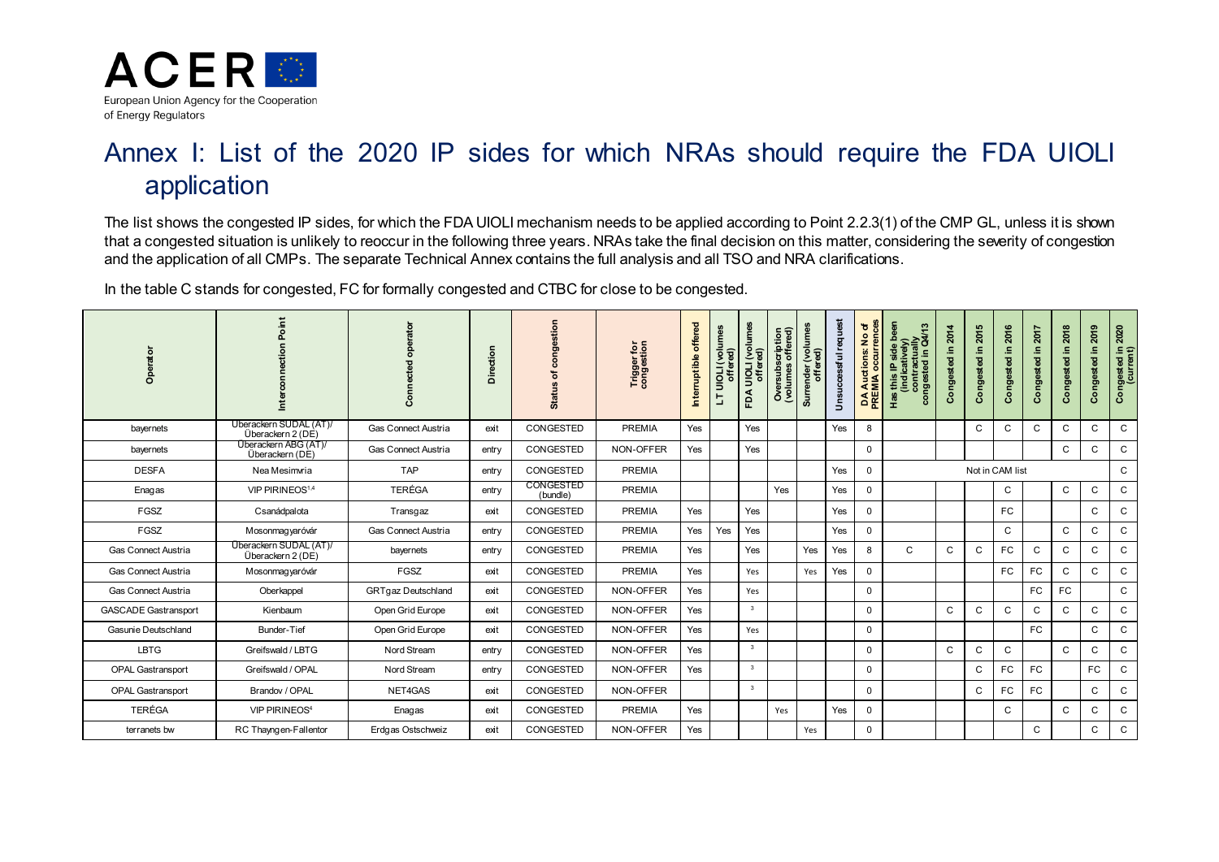# Annex I: List of the 2020 IP sides for which NRAs should require the FDA UIOLI application

The list shows the congested IP sides, for which the FDA UIOLI mechanism needs to be applied according to Point 2.2.3(1) of the CMP GL, unless it is shown that a congested situation is unlikely to reoccur in the following three years. NRAs take the final decision on this matter, considering the severity of congestion and the application of all CMPs. The separate Technical Annex contains the full analysis and all TSO and NRA clarifications.

In the table C stands for congested, FC for formally congested and CTBC for close to be congested.

| Operator | Interconnection Point | Connected operator | Direction | Status of congestion | Trigger for congestion | Interruptible offered | LT UIOLI (volumes offered) | FDA UIOLI (volumes offered) | Oversubscription (volumes offered) | Surrender (volumes offered) | Unsuccessful request | DA Auctions: No of PREMIA occurrences | Has this IP side been (indicatively) contractually congested in Q4/13 | Congested in 2014 | Congested in 2015 | Congested in 2016 | Congested in 2017 | Congested in 2018 | Congested in 2019 | Congested in 2020 (current) |
|---|---|---|---|---|---|---|---|---|---|---|---|---|---|---|---|---|---|---|---|---|
| bayernets | Überackern SUDAL (AT)/ Überackern 2 (DE) | Gas Connect Austria | exit | CONGESTED | PREMIA | Yes | | Yes | | | Yes | 8 | | | C | C | C | C | C | C |
| bayernets | Überackern ABG (AT)/ Überackern (DE) | Gas Connect Austria | entry | CONGESTED | NON-OFFER | Yes | | Yes | | | | 0 | | | | | | C | C | C |
| DESFA | Nea Mesimvria | TAP | entry | CONGESTED | PREMIA | | | | | | Yes | 0 | Not in CAM list | | | | | | | C |
| Enagas | VIP PIRINEOS[1,4] | TERÉGA | entry | CONGESTED (bundle) | PREMIA | | | | Yes | | Yes | 0 | | | | C | | C | C | C |
| FGSZ | Csanádpalota | Transgaz | exit | CONGESTED | PREMIA | Yes | | Yes | | | Yes | 0 | | | | FC | | | C | C |
| FGSZ | Mosonmagyaróvár | Gas Connect Austria | entry | CONGESTED | PREMIA | Yes | Yes | Yes | | | Yes | 0 | | | | C | | C | C | C |
| Gas Connect Austria | Überackern SUDAL (AT)/ Überackern 2 (DE) | bayernets | entry | CONGESTED | PREMIA | Yes | | Yes | | Yes | Yes | 8 | C | C | C | FC | C | C | C | C |
| Gas Connect Austria | Mosonmagyaróvár | FGSZ | exit | CONGESTED | PREMIA | Yes | | Yes | | Yes | Yes | 0 | | | | FC | FC | C | C | C |
| Gas Connect Austria | Oberkappel | GRTgaz Deutschland | exit | CONGESTED | NON-OFFER | Yes | | Yes | | | | 0 | | | | | FC | FC | | C |
| GASCADE Gastransport | Kienbaum | Open Grid Europe | exit | CONGESTED | NON-OFFER | Yes | | [3] | | | | 0 | | C | C | C | C | C | C | C |
| Gasunie Deutschland | Bunder-Tief | Open Grid Europe | exit | CONGESTED | NON-OFFER | Yes | | Yes | | | | 0 | | | | | FC | | C | C |
| LBTG | Greifswald / LBTG | Nord Stream | entry | CONGESTED | NON-OFFER | Yes | | [3] | | | | 0 | | C | C | C | | C | C | C |
| OPAL Gastransport | Greifswald / OPAL | Nord Stream | entry | CONGESTED | NON-OFFER | Yes | | [3] | | | | 0 | | | C | FC | FC | | FC | C |
| OPAL Gastransport | Brandov / OPAL | NET4GAS | exit | CONGESTED | NON-OFFER | | | [3] | | | | 0 | | | C | FC | FC | | C | C |
| TERÉGA | VIP PIRINEOS[4] | Enagas | exit | CONGESTED | PREMIA | Yes | | | Yes | | Yes | 0 | | | | C | | C | C | C |
| terranets bw | RC Thayngen-Fallentor | Erdgas Ostschweiz | exit | CONGESTED | NON-OFFER | Yes | | | | Yes | | 0 | | | | | C | | C | C |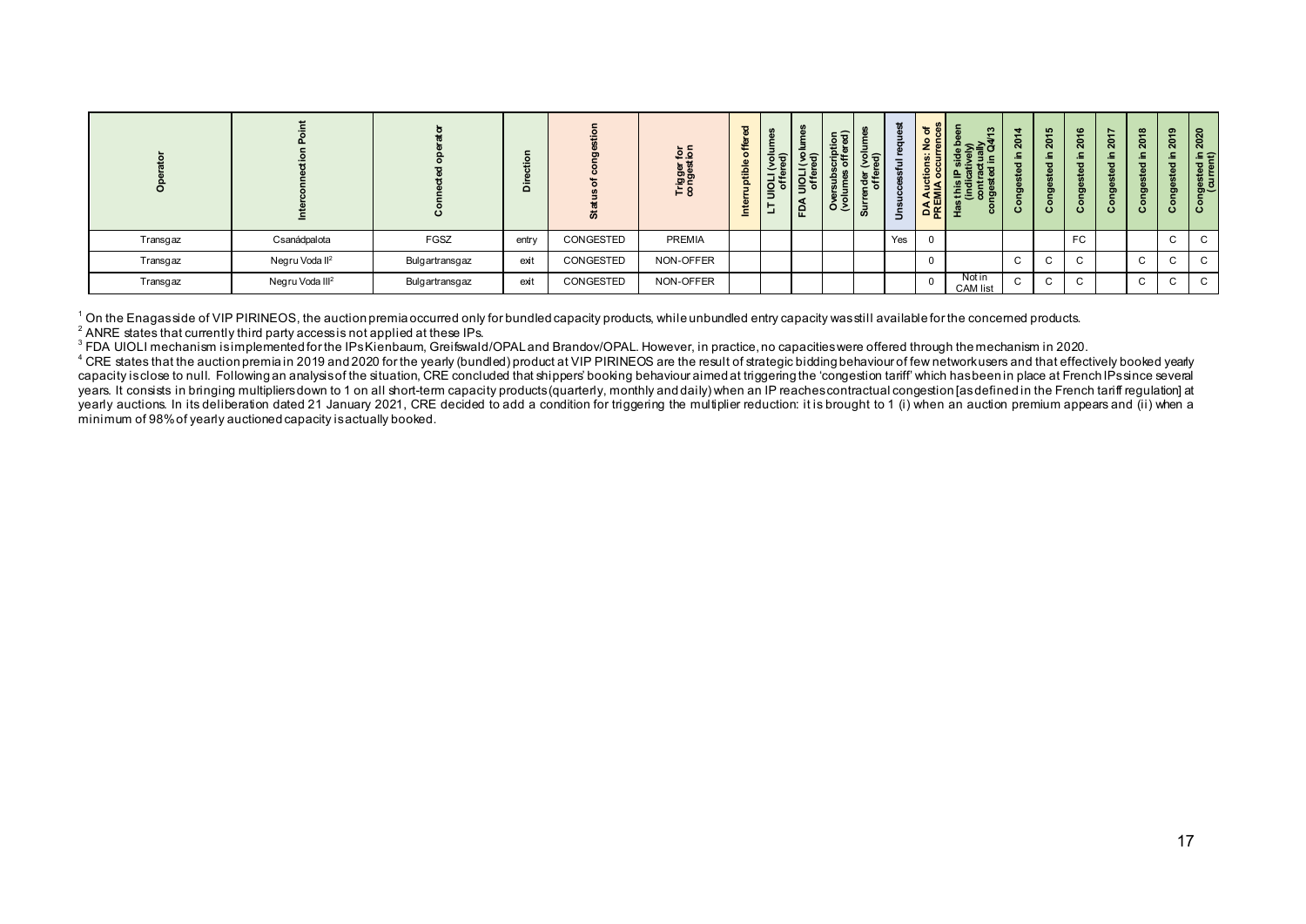| Operator | Interconnection Point | Connected operator | Direction | Status of congestion | Trigger for congestion | Interruptible offered | LT UIOLI (volumes offered) | FDA UIOLI (volumes offered) | Oversubscription (volumes offered) | Surrender (volumes offered) | Unsuccessful request | DA Auctions: No of PREMIA occurrences | Has this IP side been (indicatively) contractually congested in Q4/13 | Congested in 2014 | Congested in 2015 | Congested in 2016 | Congested in 2017 | Congested in 2018 | Congested in 2019 | Congested in 2020 (current) |
|---|---|---|---|---|---|---|---|---|---|---|---|---|---|---|---|---|---|---|---|---|
| Transgaz | Csanádpalota | FGSZ | entry | CONGESTED | PREMIA | | | | | | Yes | 0 | | | | FC | | | C | C |
| Transgaz | Negru Voda II[2] | Bulgartransgaz | exit | CONGESTED | NON-OFFER | | | | | | | 0 | | C | C | C | | C | C | C |
| Transgaz | Negru Voda III[2] | Bulgartransgaz | exit | CONGESTED | NON-OFFER | | | | | | | 0 | Not in CAM list | C | C | C | | C | C | C |

[1] On the Enagas side of VIP PIRINEOS, the auction premia occurred only for bundled capacity products, while unbundled entry capacity was still available for the concerned products.

[2] ANRE states that currently third party access is not applied at these IPs.

[3] FDA UIOLI mechanism is implemented for the IPs Kienbaum, Greifswald/OPAL and Brandov/OPAL. However, in practice, no capacities were offered through the mechanism in 2020.

[4] CRE states that the auction premia in 2019 and 2020 for the yearly (bundled) product at VIP PIRINEOS are the result of strategic bidding behaviour of few network users and that effectively booked yearly capacity is close to null. Following an analysis of the situation, CRE concluded that shippers' booking behaviour aimed at triggering the 'congestion tariff' which has been in place at French IPs since several years. It consists in bringing multipliers down to 1 on all short-term capacity products (quarterly, monthly and daily) when an IP reaches contractual congestion [as defined in the French tariff regulation] at yearly auctions. In its deliberation dated 21 January 2021, CRE decided to add a condition for triggering the multiplier reduction: it is brought to 1 (i) when an auction premium appears and (ii) when a minimum of 98% of yearly auctioned capacity is actually booked.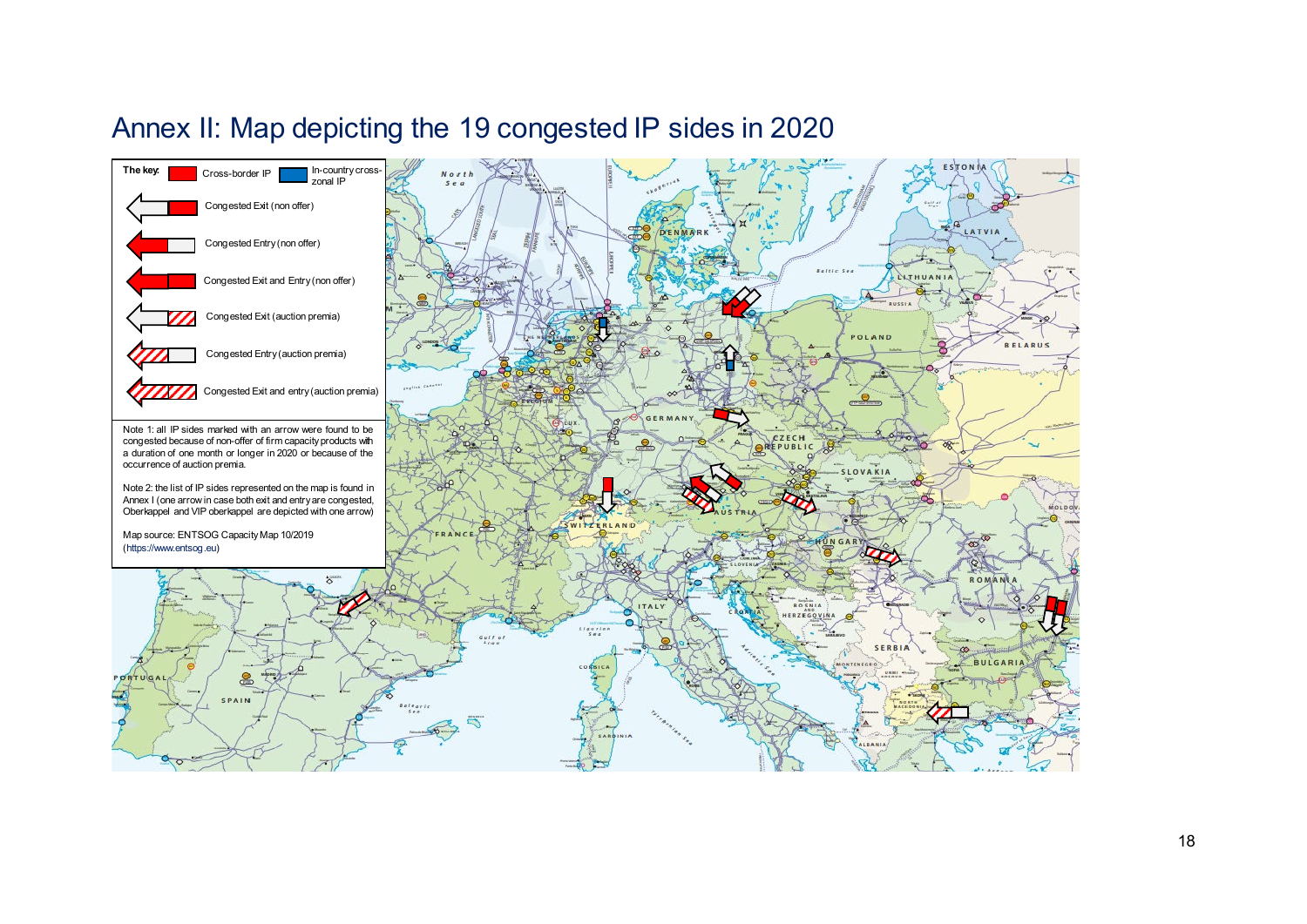# Annex II: Map depicting the 19 congested IP sides in 2020

**The key:**

- Cross-border IP
- In-country cross-zonal IP
- Congested Exit (non offer)
- Congested Entry (non offer)
- Congested Exit and Entry (non offer)
- Congested Exit (auction premia)
- Congested Entry (auction premia)
- Congested Exit and entry (auction premia)

Note 1: all IP sides marked with an arrow were found to be congested because of non-offer of firm capacity products with a duration of one month or longer in 2020 or because of the occurrence of auction premia.

Note 2: the list of IP sides represented on the map is found in Annex I (one arrow in case both exit and entry are congested, Oberkappel and VIP oberkappel are depicted with one arrow)

Map source: ENTSOG Capacity Map 10/2019 (https://www.entsog.eu)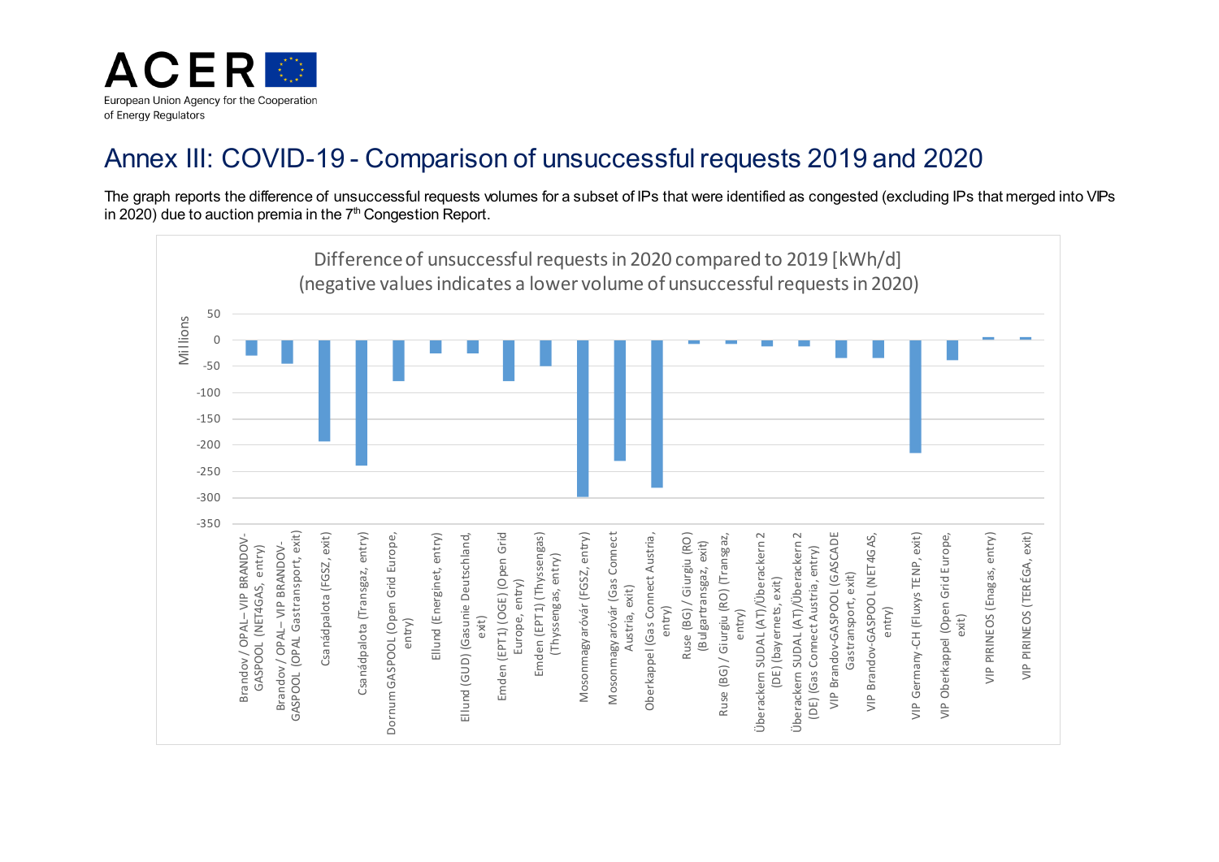# Annex III: COVID-19 - Comparison of unsuccessful requests 2019 and 2020

The graph reports the difference of unsuccessful requests volumes for a subset of IPs that were identified as congested (excluding IPs that merged into VIPs in 2020) due to auction premia in the 7th Congestion Report.

Difference of unsuccessful requests in 2020 compared to 2019 [kWh/d]
(negative values indicates a lower volume of unsuccessful requests in 2020)

Millions

50
0
-50
-100
-150
-200
-250
-300
-350

Brandov / OPAL– VIP BRANDOV-GASPOOL (NET4GAS, entry)
Brandov / OPAL– VIP BRANDOV-GASPOOL (OPAL Gastransport, exit)
Csanádpalota (FGSZ, exit)
Csanádpalota (Transgaz, entry)
Dornum GASPOOL (Open Grid Europe, entry)
Ellund (Energinet, entry)
Ellund (GUD) (Gasunie Deutschland, exit)
Emden (EPT1) (OGE) (Open Grid Europe, entry)
Emden (EPT1) (Thyssengas) (Thyssengas, entry)
Mosonmagyaróvár (FGSZ, entry)
Mosonmagyaróvár (Gas Connect Austria, exit)
Oberkappel (Gas Connect Austria, entry)
Ruse (BG) / Giurgiu (RO) (Bulgartransgaz, exit)
Ruse (BG) / Giurgiu (RO) (Transgaz, entry)
Überackern SUDAL (AT)/Überackern 2 (DE) (bayernets, exit)
Überackern SUDAL (AT)/Überackern 2 (DE) (Gas Connect Austria, entry)
VIP Brandov-GASPOOL (GASCADE Gastransport, exit)
VIP Brandov-GASPOOL (NET4GAS, entry)
VIP Germany-CH (Fluxys TENP, exit)
VIP Oberkappel (Open Grid Europe, exit)
VIP PIRINEOS (Enagas, entry)
VIP PIRINEOS (TERÉGA, exit)